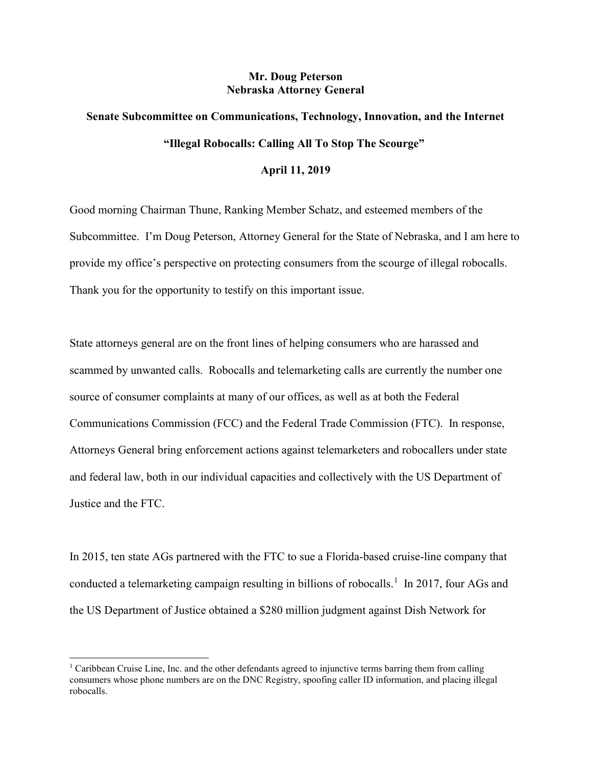**Mr. Doug Peterson**
**Nebraska Attorney General**

**Senate Subcommittee on Communications, Technology, Innovation, and the Internet**

**"Illegal Robocalls: Calling All To Stop The Scourge"**

**April 11, 2019**

Good morning Chairman Thune, Ranking Member Schatz, and esteemed members of the Subcommittee. I'm Doug Peterson, Attorney General for the State of Nebraska, and I am here to provide my office's perspective on protecting consumers from the scourge of illegal robocalls. Thank you for the opportunity to testify on this important issue.

State attorneys general are on the front lines of helping consumers who are harassed and scammed by unwanted calls. Robocalls and telemarketing calls are currently the number one source of consumer complaints at many of our offices, as well as at both the Federal Communications Commission (FCC) and the Federal Trade Commission (FTC). In response, Attorneys General bring enforcement actions against telemarketers and robocallers under state and federal law, both in our individual capacities and collectively with the US Department of Justice and the FTC.

In 2015, ten state AGs partnered with the FTC to sue a Florida-based cruise-line company that conducted a telemarketing campaign resulting in billions of robocalls.[1] In 2017, four AGs and the US Department of Justice obtained a $280 million judgment against Dish Network for

[1] Caribbean Cruise Line, Inc. and the other defendants agreed to injunctive terms barring them from calling consumers whose phone numbers are on the DNC Registry, spoofing caller ID information, and placing illegal robocalls.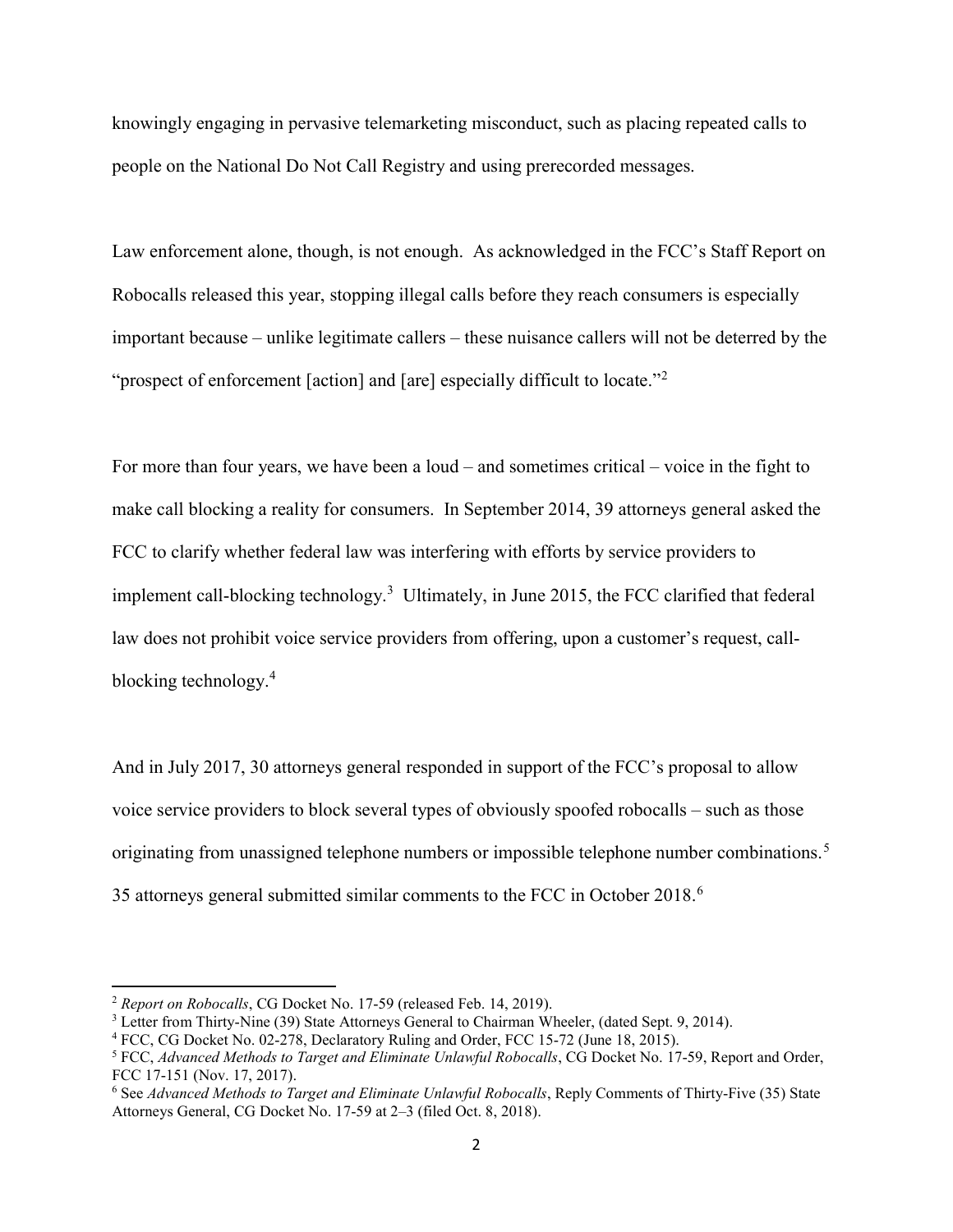knowingly engaging in pervasive telemarketing misconduct, such as placing repeated calls to people on the National Do Not Call Registry and using prerecorded messages.

Law enforcement alone, though, is not enough. As acknowledged in the FCC's Staff Report on Robocalls released this year, stopping illegal calls before they reach consumers is especially important because – unlike legitimate callers – these nuisance callers will not be deterred by the "prospect of enforcement [action] and [are] especially difficult to locate."[2]

For more than four years, we have been a loud – and sometimes critical – voice in the fight to make call blocking a reality for consumers. In September 2014, 39 attorneys general asked the FCC to clarify whether federal law was interfering with efforts by service providers to implement call-blocking technology.[3] Ultimately, in June 2015, the FCC clarified that federal law does not prohibit voice service providers from offering, upon a customer's request, call-blocking technology.[4]

And in July 2017, 30 attorneys general responded in support of the FCC's proposal to allow voice service providers to block several types of obviously spoofed robocalls – such as those originating from unassigned telephone numbers or impossible telephone number combinations.[5] 35 attorneys general submitted similar comments to the FCC in October 2018.[6]

---

[2] *Report on Robocalls*, CG Docket No. 17-59 (released Feb. 14, 2019).

[3] Letter from Thirty-Nine (39) State Attorneys General to Chairman Wheeler, (dated Sept. 9, 2014).

[4] FCC, CG Docket No. 02-278, Declaratory Ruling and Order, FCC 15-72 (June 18, 2015).

[5] FCC, *Advanced Methods to Target and Eliminate Unlawful Robocalls*, CG Docket No. 17-59, Report and Order, FCC 17-151 (Nov. 17, 2017).

[6] See *Advanced Methods to Target and Eliminate Unlawful Robocalls*, Reply Comments of Thirty-Five (35) State Attorneys General, CG Docket No. 17-59 at 2–3 (filed Oct. 8, 2018).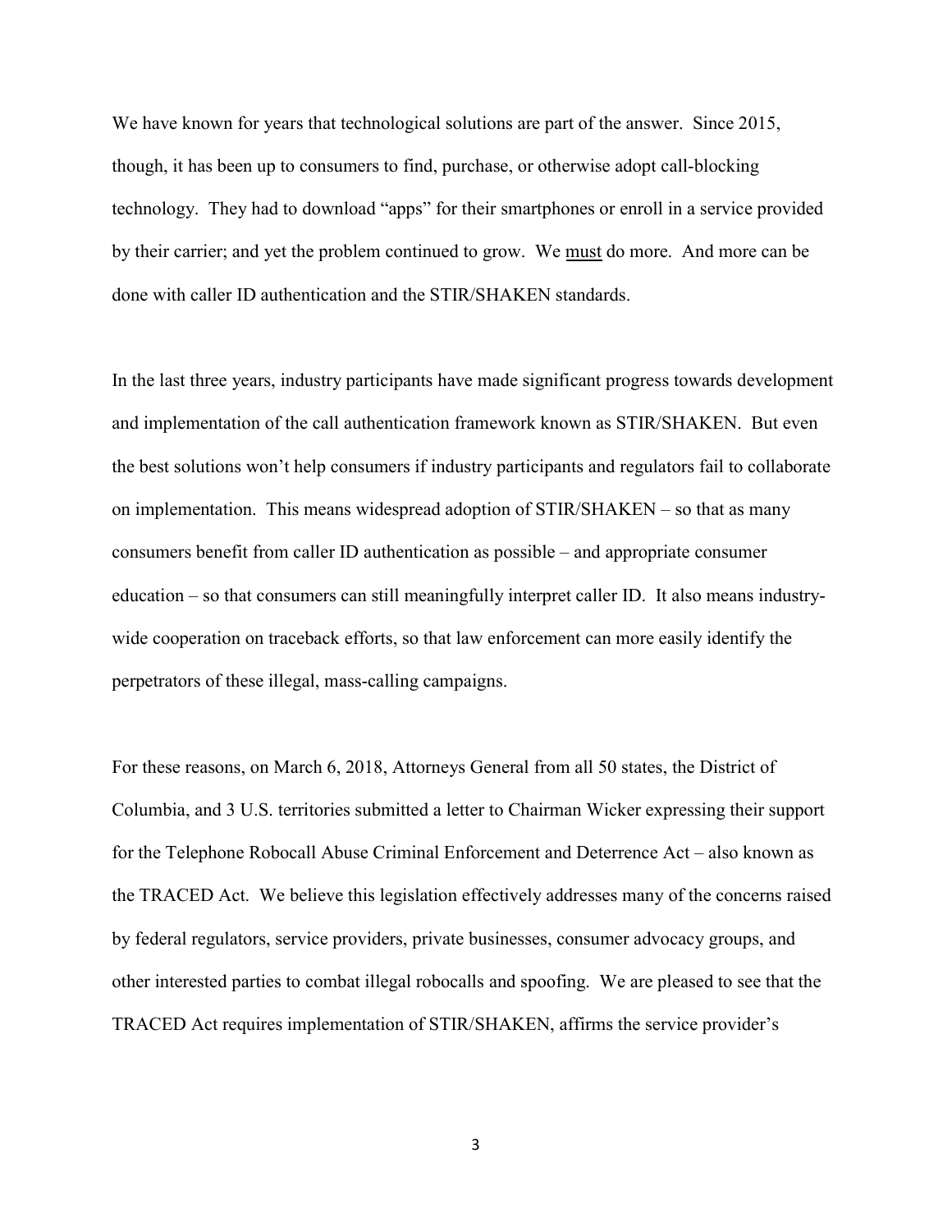We have known for years that technological solutions are part of the answer. Since 2015, though, it has been up to consumers to find, purchase, or otherwise adopt call-blocking technology. They had to download "apps" for their smartphones or enroll in a service provided by their carrier; and yet the problem continued to grow. We <u>must</u> do more. And more can be done with caller ID authentication and the STIR/SHAKEN standards.

In the last three years, industry participants have made significant progress towards development and implementation of the call authentication framework known as STIR/SHAKEN. But even the best solutions won't help consumers if industry participants and regulators fail to collaborate on implementation. This means widespread adoption of STIR/SHAKEN – so that as many consumers benefit from caller ID authentication as possible – and appropriate consumer education – so that consumers can still meaningfully interpret caller ID. It also means industry-wide cooperation on traceback efforts, so that law enforcement can more easily identify the perpetrators of these illegal, mass-calling campaigns.

For these reasons, on March 6, 2018, Attorneys General from all 50 states, the District of Columbia, and 3 U.S. territories submitted a letter to Chairman Wicker expressing their support for the Telephone Robocall Abuse Criminal Enforcement and Deterrence Act – also known as the TRACED Act. We believe this legislation effectively addresses many of the concerns raised by federal regulators, service providers, private businesses, consumer advocacy groups, and other interested parties to combat illegal robocalls and spoofing. We are pleased to see that the TRACED Act requires implementation of STIR/SHAKEN, affirms the service provider's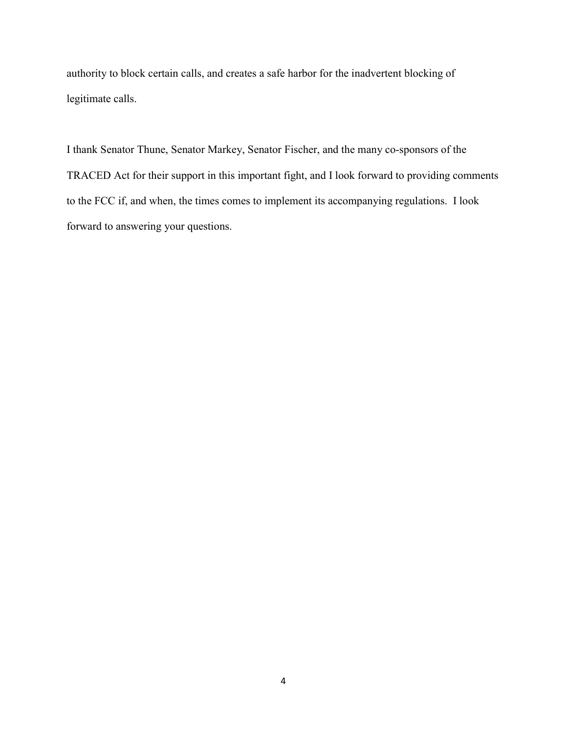authority to block certain calls, and creates a safe harbor for the inadvertent blocking of legitimate calls.

I thank Senator Thune, Senator Markey, Senator Fischer, and the many co-sponsors of the TRACED Act for their support in this important fight, and I look forward to providing comments to the FCC if, and when, the times comes to implement its accompanying regulations. I look forward to answering your questions.